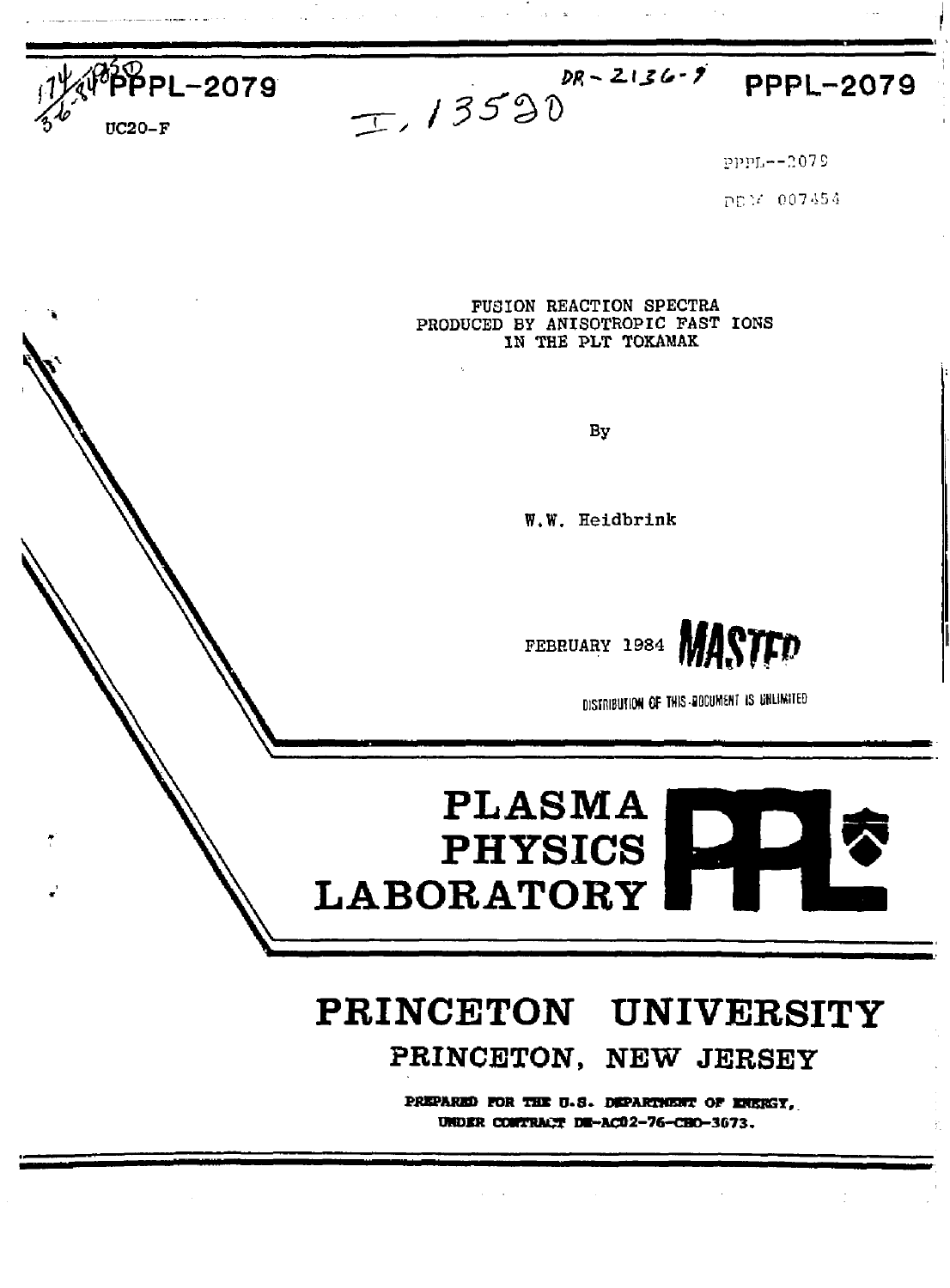PPPL-2079

UC20-F

I, 13590

DR-2136-9

PPPL-2079

PPPL--2079

DE84 007454

# FUSION REACTION SPECTRA PRODUCED BY ANISOTROPIC FAST IONS IN THE PLT TOKAMAK

By

W.W. Heidbrink

FEBRUARY 1984

MASTER

DISTRIBUTION OF THIS DOCUMENT IS UNLIMITED

PLASMA PHYSICS LABORATORY

PRINCETON UNIVERSITY

PRINCETON, NEW JERSEY

PREPARED FOR THE U.S. DEPARTMENT OF ENERGY, UNDER CONTRACT DE-AC02-76-CHO-3073.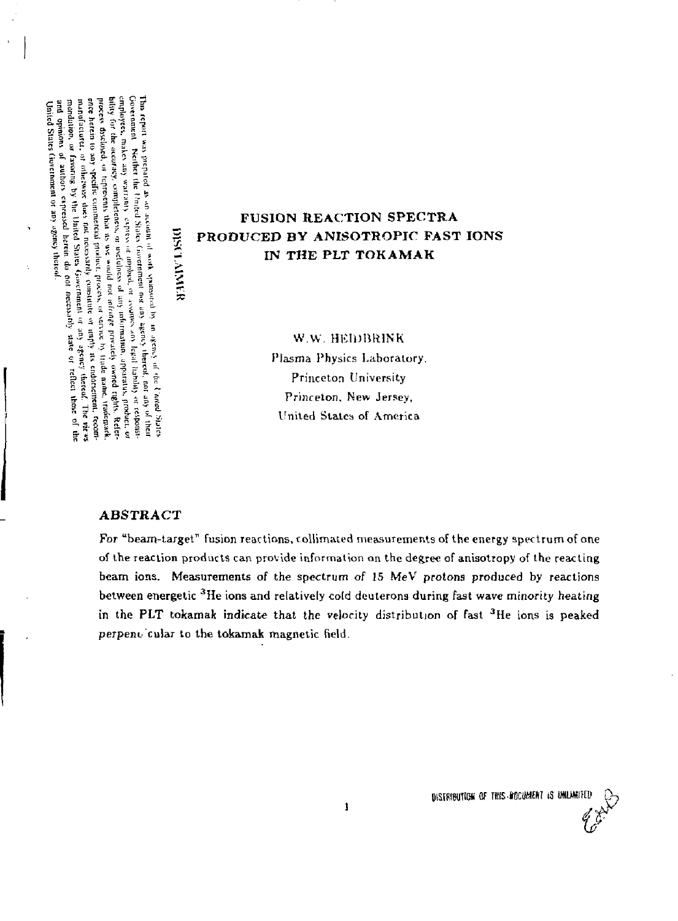# FUSION REACTION SPECTRA PRODUCED BY ANISOTROPIC FAST IONS IN THE PLT TOKAMAK

W.W. HEIDBRINK

Plasma Physics Laboratory,
Princeton University
Princeton, New Jersey,
United States of America

## DISCLAIMER

This report was prepared as an account of work sponsored by an agency of the United States Government. Neither the United States Government nor any agency thereof, nor any of their employees, makes any warranty, express or implied, or assumes any legal liability or responsibility for the accuracy, completeness, or usefulness of any information, apparatus, product, or process disclosed, or represents that its use would not infringe privately owned rights. Reference herein to any specific commercial product, process, or service by trade name, trademark, manufacturer, or otherwise does not necessarily constitute or imply its endorsement, recommendation, or favoring by the United States Government or any agency thereof. The views and opinions of authors expressed herein do not necessarily state or reflect those of the United States Government or any agency thereof.

## ABSTRACT

For "beam-target" fusion reactions, collimated measurements of the energy spectrum of one of the reaction products can provide information on the degree of anisotropy of the reacting beam ions. Measurements of the spectrum of 15 MeV protons produced by reactions between energetic $^3$He ions and relatively cold deuterons during fast wave minority heating in the PLT tokamak indicate that the velocity distribution of fast $^3$He ions is peaked perpendicular to the tokamak magnetic field.

DISTRIBUTION OF THIS DOCUMENT IS UNLIMITED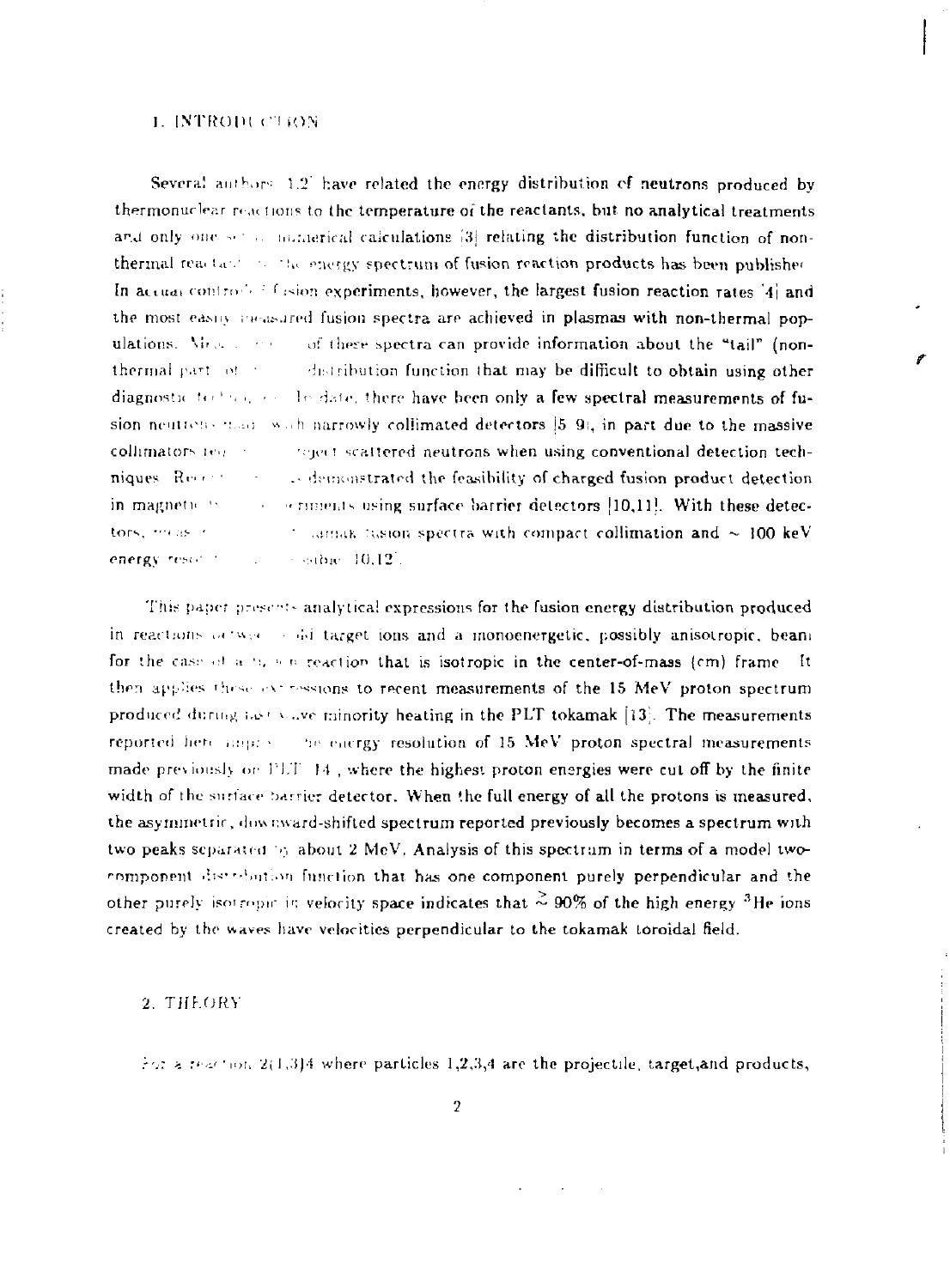## 1. INTRODUCTION

Several authors [1,2] have related the energy distribution of neutrons produced by thermonuclear reactions to the temperature of the reactants, but no analytical treatments and only one set of numerical calculations [3] relating the distribution function of non-thermal reactants to the energy spectrum of fusion reaction products has been published. In actual controlled fusion experiments, however, the largest fusion reaction rates [4] and the most easily measured fusion spectra are achieved in plasmas with non-thermal populations. Measurements of these spectra can provide information about the "tail" (non-thermal part) of the distribution function that may be difficult to obtain using other diagnostic techniques. To date, there have been only a few spectral measurements of fusion neutrons made with narrowly collimated detectors [5-9], in part due to the massive collimators required to reject scattered neutrons when using conventional detection techniques. Recent work has demonstrated the feasibility of charged fusion product detection in magnetic fusion experiments using surface barrier detectors [10,11]. With these detectors, measurements of tokamak fusion spectra with compact collimation and ~ 100 keV energy resolution are possible [10,12].

This paper presents analytical expressions for the fusion energy distribution produced in reactions between cold target ions and a monoenergetic, possibly anisotropic, beam for the case of a fusion reaction that is isotropic in the center-of-mass (cm) frame. It then applies these expressions to recent measurements of the 15 MeV proton spectrum produced during fast wave minority heating in the PLT tokamak [13]. The measurements reported here improve the energy resolution of 15 MeV proton spectral measurements made previously on PLT [14], where the highest proton energies were cut off by the finite width of the surface barrier detector. When the full energy of all the protons is measured, the asymmetric, downward-shifted spectrum reported previously becomes a spectrum with two peaks separated by about 2 MeV. Analysis of this spectrum in terms of a model two-component distribution function that has one component purely perpendicular and the other purely isotropic in velocity space indicates that $\gtrsim 90\%$ of the high energy $^3$He ions created by the waves have velocities perpendicular to the tokamak toroidal field.

## 2. THEORY

For a reaction 2(1,3)4 where particles 1,2,3,4 are the projectile, target, and products,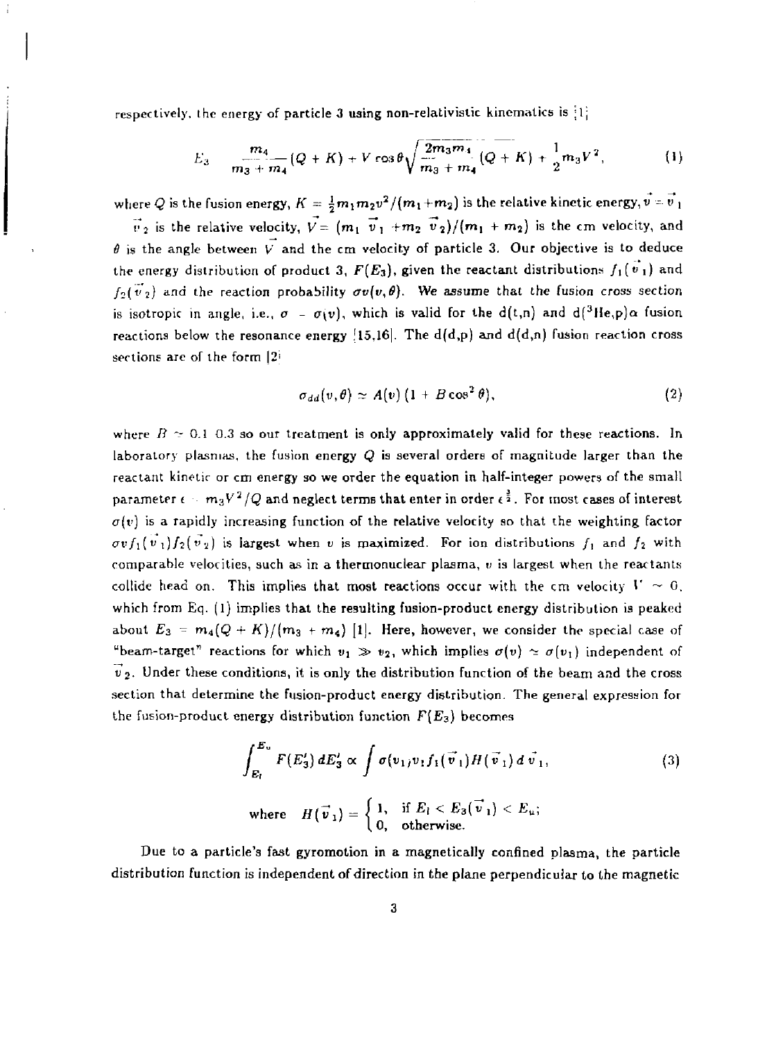respectively, the energy of particle 3 using non-relativistic kinematics is [1]

$$E_3 = \frac{m_4}{m_3 + m_4}(Q + K) + V\cos\theta\sqrt{\frac{2m_3m_4}{m_3 + m_4}(Q + K)} + \frac{1}{2}m_3V^2, \tag{1}$$

where $Q$ is the fusion energy, $K = \frac{1}{2}m_1m_2v^2/(m_1+m_2)$ is the relative kinetic energy, $\vec{v} = \vec{v}_1 - \vec{v}_2$ is the relative velocity, $\vec{V} = (m_1\ \vec{v}_1 + m_2\ \vec{v}_2)/(m_1 + m_2)$ is the cm velocity, and $\theta$ is the angle between $\vec{V}$ and the cm velocity of particle 3. Our objective is to deduce the energy distribution of product 3, $F(E_3)$, given the reactant distributions $f_1(\vec{v}_1)$ and $f_2(\vec{v}_2)$ and the reaction probability $\sigma v(v, \theta)$. We assume that the fusion cross section is isotropic in angle, i.e., $\sigma = \sigma(v)$, which is valid for the d(t,n) and d($^3$He,p)$\alpha$ fusion reactions below the resonance energy [15,16]. The d(d,p) and d(d,n) fusion reaction cross sections are of the form [2]

$$\sigma_{dd}(v, \theta) \simeq A(v)\,(1 + B\cos^2\theta), \tag{2}$$

where $B \sim 0.1$–$0.3$ so our treatment is only approximately valid for these reactions. In laboratory plasmas, the fusion energy $Q$ is several orders of magnitude larger than the reactant kinetic or cm energy so we order the equation in half-integer powers of the small parameter $\epsilon = m_3V^2/Q$ and neglect terms that enter in order $\epsilon^{\frac{3}{2}}$. For most cases of interest $\sigma(v)$ is a rapidly increasing function of the relative velocity so that the weighting factor $\sigma v f_1(\vec{v}_1)f_2(\vec{v}_2)$ is largest when $v$ is maximized. For ion distributions $f_1$ and $f_2$ with comparable velocities, such as in a thermonuclear plasma, $v$ is largest when the reactants collide head on. This implies that most reactions occur with the cm velocity $V \sim 0$, which from Eq. (1) implies that the resulting fusion-product energy distribution is peaked about $E_3 = m_4(Q + K)/(m_3 + m_4)$ [1]. Here, however, we consider the special case of "beam-target" reactions for which $v_1 \gg v_2$, which implies $\sigma(v) \simeq \sigma(v_1)$ independent of $\vec{v}_2$. Under these conditions, it is only the distribution function of the beam and the cross section that determine the fusion-product energy distribution. The general expression for the fusion-product energy distribution function $F(E_3)$ becomes

$$\int_{E_l}^{E_u} F(E_3')\,dE_3' \propto \int \sigma(v_1)v_1 f_1(\vec{v}_1)H(\vec{v}_1)\,d\vec{v}_1, \tag{3}$$

$$\text{where} \quad H(\vec{v}_1) = \begin{cases} 1, & \text{if } E_l < E_3(\vec{v}_1) < E_u; \\ 0, & \text{otherwise.} \end{cases}$$

Due to a particle's fast gyromotion in a magnetically confined plasma, the particle distribution function is independent of direction in the plane perpendicular to the magnetic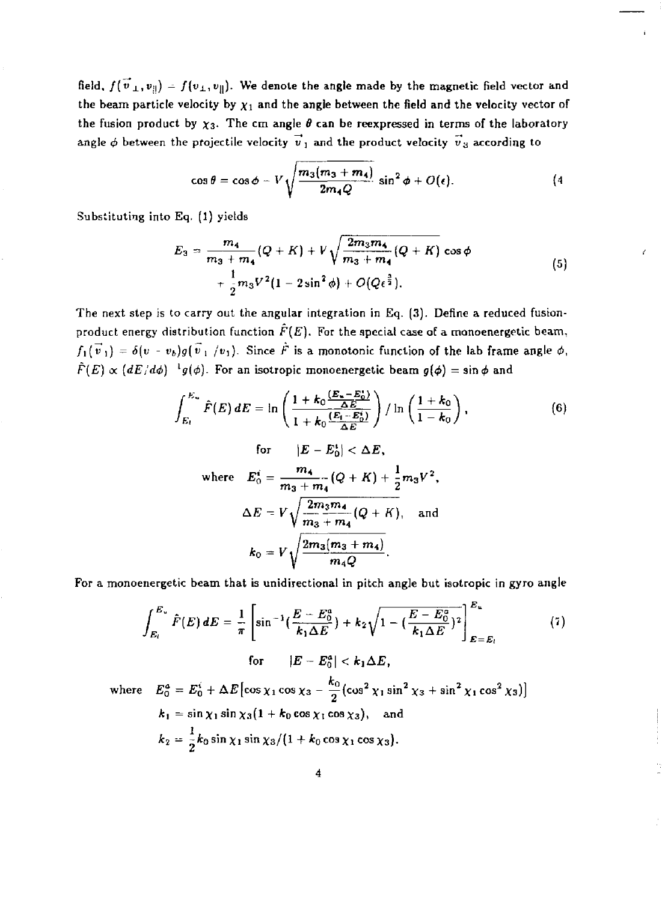field, $f(\vec{v}_\perp, v_\parallel) = f(v_\perp, v_\parallel)$. We denote the angle made by the magnetic field vector and the beam particle velocity by $\chi_1$ and the angle between the field and the velocity vector of the fusion product by $\chi_3$. The cm angle $\theta$ can be reexpressed in terms of the laboratory angle $\phi$ between the projectile velocity $\vec{v}_1$ and the product velocity $\vec{v}_3$ according to

$$\cos\theta = \cos\phi - V\sqrt{\frac{m_3(m_3+m_4)}{2m_4 Q}}\sin^2\phi + O(\epsilon). \tag{4}$$

Substituting into Eq. (1) yields

$$\begin{aligned} E_3 = {} & \frac{m_4}{m_3+m_4}(Q+K) + V\sqrt{\frac{2m_3m_4}{m_3+m_4}(Q+K)}\cos\phi \\ & + \frac{1}{2}m_3V^2(1-2\sin^2\phi) + O(Q\epsilon^{\frac{3}{2}}). \end{aligned} \tag{5}$$

The next step is to carry out the angular integration in Eq. (3). Define a reduced fusion-product energy distribution function $\hat{F}(E)$. For the special case of a monoenergetic beam, $f_1(\vec{v}_1) = \delta(v - v_b)g(\vec{v}_1/v_1)$. Since $\hat{F}$ is a monotonic function of the lab frame angle $\phi$, $\hat{F}(E) \propto (dE/d\phi)^{-1}g(\phi)$. For an isotropic monoenergetic beam $g(\phi) = \sin\phi$ and

$$\int_{E_l}^{E_u} \hat{F}(E)\,dE = \ln\left(\frac{1+k_0\frac{(E_u - E_0^i)}{\Delta E}}{1+k_0\frac{(E_l - E_0^i)}{\Delta E}}\right) \Big/ \ln\left(\frac{1+k_0}{1-k_0}\right), \tag{6}$$

$$\text{for} \quad |E - E_0^i| < \Delta E,$$

$$\text{where} \quad E_0^i = \frac{m_4}{m_3+m_4}(Q+K) + \frac{1}{2}m_3V^2,$$

$$\Delta E = V\sqrt{\frac{2m_3m_4}{m_3+m_4}(Q+K)}, \quad \text{and}$$

$$k_0 = V\sqrt{\frac{2m_3(m_3+m_4)}{m_4 Q}}.$$

For a monoenergetic beam that is unidirectional in pitch angle but isotropic in gyro angle

$$\int_{E_l}^{E_u} \hat{F}(E)\,dE = \frac{1}{\pi}\left[\sin^{-1}\left(\frac{E - E_0^a}{k_1\Delta E}\right) + k_2\sqrt{1 - \left(\frac{E - E_0^a}{k_1\Delta E}\right)^2}\right]_{E=E_l}^{E_u} \tag{7}$$

$$\text{for} \quad |E - E_0^a| < k_1\Delta E,$$

$$\text{where} \quad E_0^a = E_0^i + \Delta E\left[\cos\chi_1\cos\chi_3 - \frac{k_0}{2}(\cos^2\chi_1\sin^2\chi_3 + \sin^2\chi_1\cos^2\chi_3)\right]$$

$$k_1 = \sin\chi_1\sin\chi_3(1 + k_0\cos\chi_1\cos\chi_3), \quad \text{and}$$

$$k_2 = \frac{1}{2}k_0\sin\chi_1\sin\chi_3/(1 + k_0\cos\chi_1\cos\chi_3).$$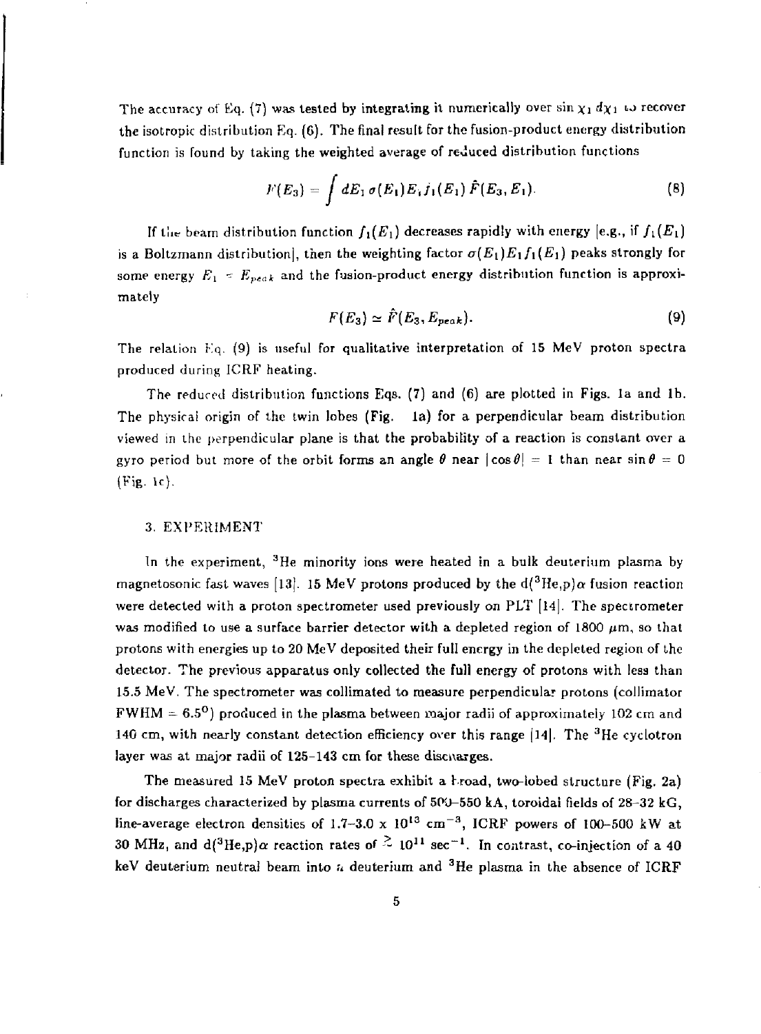The accuracy of Eq. (7) was tested by integrating it numerically over $\sin\chi_1\, d\chi_1$ to recover the isotropic distribution Eq. (6). The final result for the fusion-product energy distribution function is found by taking the weighted average of reduced distribution functions

$$F(E_3) = \int dE_1\, \sigma(E_1) E_1 f_1(E_1)\, \hat{F}(E_3, E_1). \tag{8}$$

If the beam distribution function $f_1(E_1)$ decreases rapidly with energy [e.g., if $f_1(E_1)$ is a Boltzmann distribution], then the weighting factor $\sigma(E_1)E_1 f_1(E_1)$ peaks strongly for some energy $E_1 = E_{peak}$ and the fusion-product energy distribution function is approximately

$$F(E_3) \simeq \hat{F}(E_3, E_{peak}). \tag{9}$$

The relation Eq. (9) is useful for qualitative interpretation of 15 MeV proton spectra produced during ICRF heating.

The reduced distribution functions Eqs. (7) and (6) are plotted in Figs. 1a and 1b. The physical origin of the twin lobes (Fig. 1a) for a perpendicular beam distribution viewed in the perpendicular plane is that the probability of a reaction is constant over a gyro period but more of the orbit forms an angle $\theta$ near $|\cos\theta| = 1$ than near $\sin\theta = 0$ (Fig. 1c).

## 3. EXPERIMENT

In the experiment, $^3$He minority ions were heated in a bulk deuterium plasma by magnetosonic fast waves [13]. 15 MeV protons produced by the d($^3$He,p)$\alpha$ fusion reaction were detected with a proton spectrometer used previously on PLT [14]. The spectrometer was modified to use a surface barrier detector with a depleted region of 1800 $\mu$m, so that protons with energies up to 20 MeV deposited their full energy in the depleted region of the detector. The previous apparatus only collected the full energy of protons with less than 15.5 MeV. The spectrometer was collimated to measure perpendicular protons (collimator FWHM = 6.5$^\circ$) produced in the plasma between major radii of approximately 102 cm and 140 cm, with nearly constant detection efficiency over this range [14]. The $^3$He cyclotron layer was at major radii of 125–143 cm for these discharges.

The measured 15 MeV proton spectra exhibit a broad, two-lobed structure (Fig. 2a) for discharges characterized by plasma currents of 500–550 kA, toroidal fields of 28–32 kG, line-average electron densities of 1.7–3.0 x $10^{13}$ cm$^{-3}$, ICRF powers of 100–500 kW at 30 MHz, and d($^3$He,p)$\alpha$ reaction rates of $\gtrsim 10^{11}$ sec$^{-1}$. In contrast, co-injection of a 40 keV deuterium neutral beam into a deuterium and $^3$He plasma in the absence of ICRF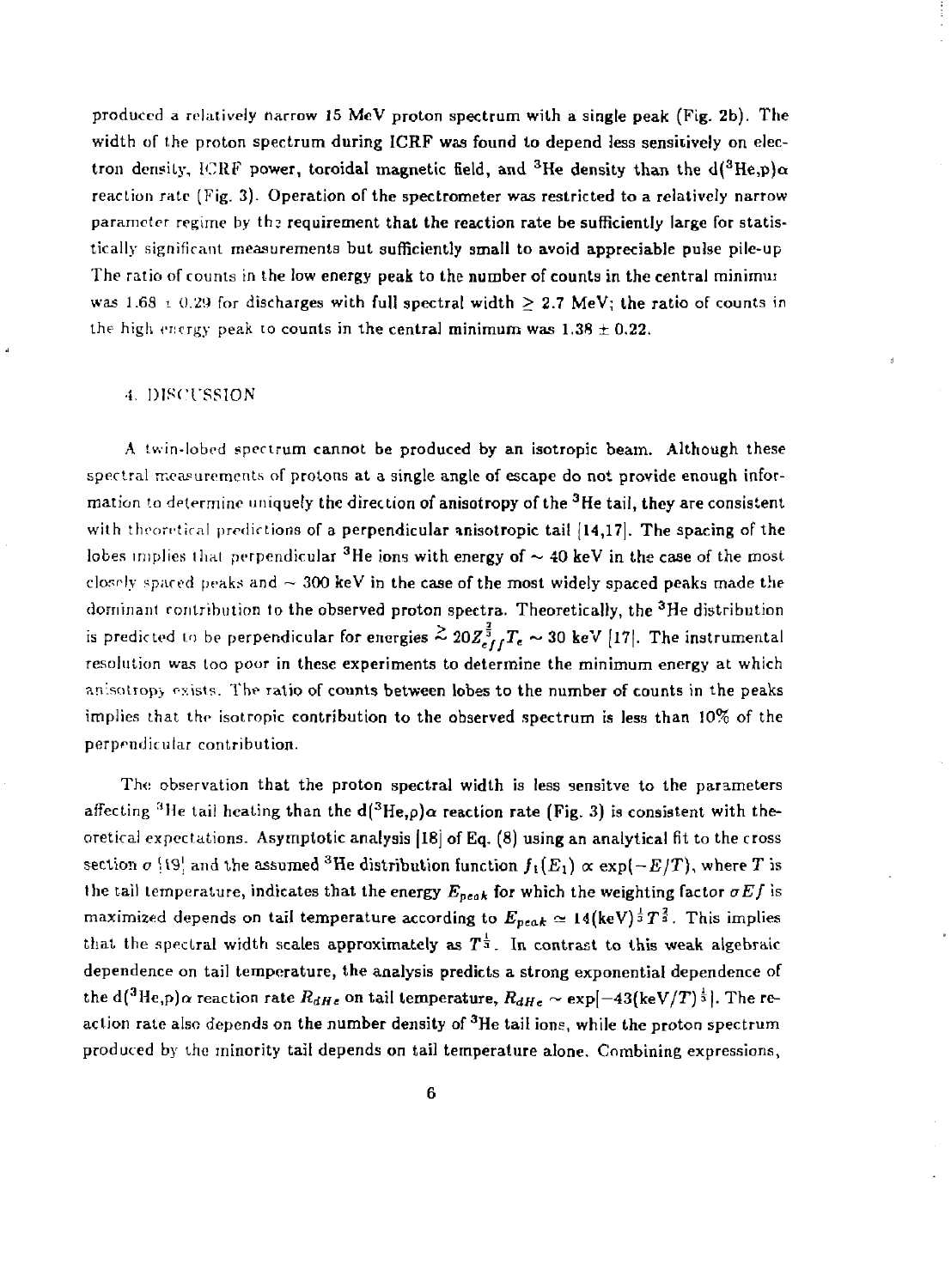produced a relatively narrow 15 MeV proton spectrum with a single peak (Fig. 2b). The width of the proton spectrum during ICRF was found to depend less sensitively on electron density, ICRF power, toroidal magnetic field, and $^3$He density than the d($^3$He,p)$\alpha$ reaction rate (Fig. 3). Operation of the spectrometer was restricted to a relatively narrow parameter regime by the requirement that the reaction rate be sufficiently large for statistically significant measurements but sufficiently small to avoid appreciable pulse pile-up. The ratio of counts in the low energy peak to the number of counts in the central minimum was $1.68 \pm 0.29$ for discharges with full spectral width $\geq 2.7$ MeV; the ratio of counts in the high energy peak to counts in the central minimum was $1.38 \pm 0.22$.

## 4. DISCUSSION

A twin-lobed spectrum cannot be produced by an isotropic beam. Although these spectral measurements of protons at a single angle of escape do not provide enough information to determine uniquely the direction of anisotropy of the $^3$He tail, they are consistent with theoretical predictions of a perpendicular anisotropic tail [14,17]. The spacing of the lobes implies that perpendicular $^3$He ions with energy of $\sim 40$ keV in the case of the most closely spaced peaks and $\sim 300$ keV in the case of the most widely spaced peaks made the dominant contribution to the observed proton spectra. Theoretically, the $^3$He distribution is predicted to be perpendicular for energies $\gtrsim 20 Z_{eff}^{\frac{2}{3}} T_e \sim 30$ keV [17]. The instrumental resolution was too poor in these experiments to determine the minimum energy at which anisotropy exists. The ratio of counts between lobes to the number of counts in the peaks implies that the isotropic contribution to the observed spectrum is less than 10% of the perpendicular contribution.

The observation that the proton spectral width is less sensitve to the parameters affecting $^3$He tail heating than the d($^3$He,p)$\alpha$ reaction rate (Fig. 3) is consistent with theoretical expectations. Asymptotic analysis [18] of Eq. (8) using an analytical fit to the cross section $\sigma$ [19] and the assumed $^3$He distribution function $f_1(E_1) \propto \exp(-E/T)$, where $T$ is the tail temperature, indicates that the energy $E_{peak}$ for which the weighting factor $\sigma E f$ is maximized depends on tail temperature according to $E_{peak} \simeq 14(\text{keV})^{\frac{1}{3}} T^{\frac{2}{3}}$. This implies that the spectral width scales approximately as $T^{\frac{1}{3}}$. In contrast to this weak algebraic dependence on tail temperature, the analysis predicts a strong exponential dependence of the d($^3$He,p)$\alpha$ reaction rate $R_{dHe}$ on tail temperature, $R_{dHe} \sim \exp[-43(\text{keV}/T)^{\frac{1}{3}}]$. The reaction rate also depends on the number density of $^3$He tail ions, while the proton spectrum produced by the minority tail depends on tail temperature alone. Combining expressions,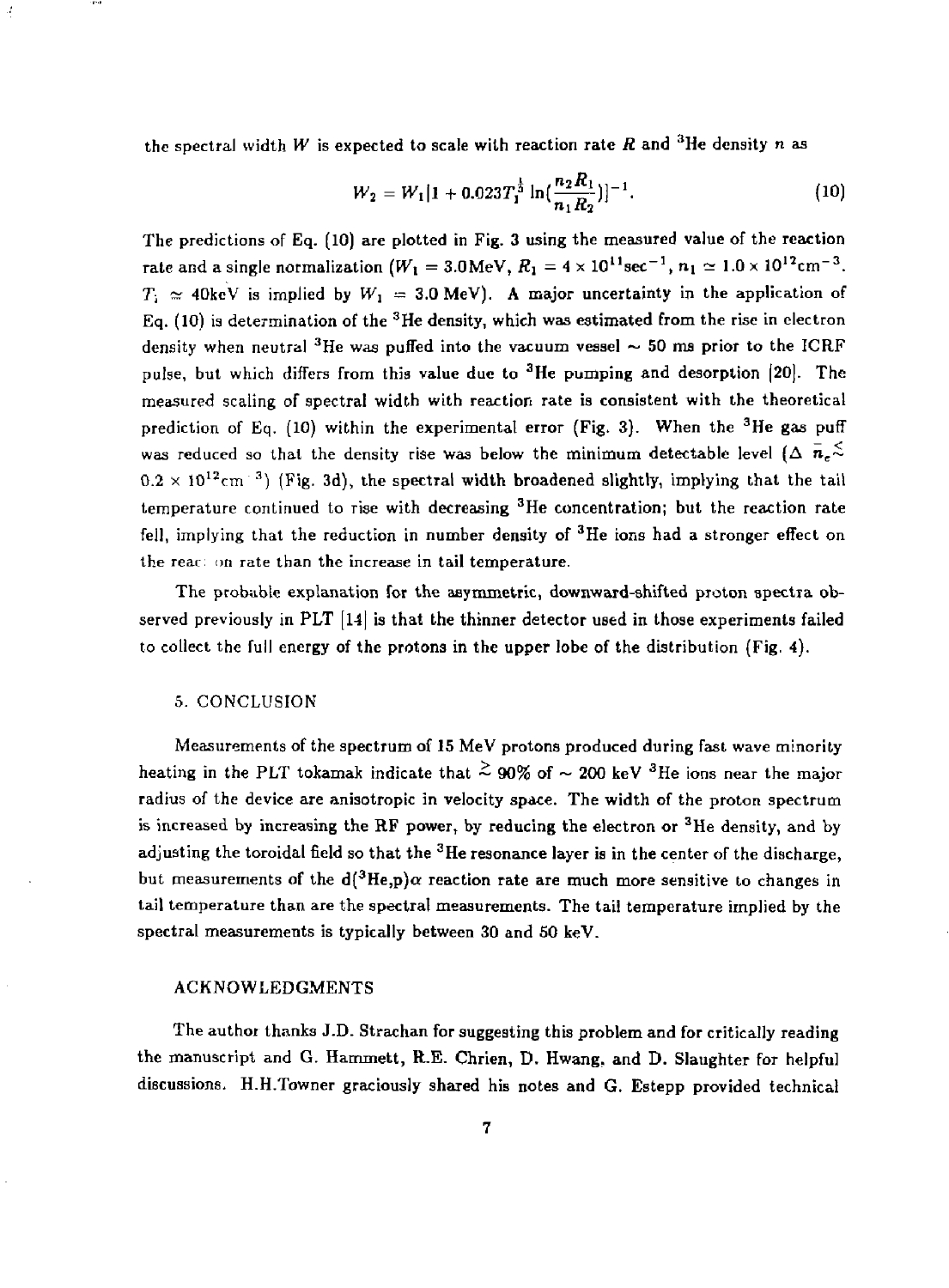the spectral width $W$ is expected to scale with reaction rate $R$ and $^3$He density $n$ as

$$W_2 = W_1[1 + 0.023T_l^{\frac{1}{3}} \ln(\frac{n_2 R_1}{n_1 R_2})]^{-1}. \tag{10}$$

The predictions of Eq. (10) are plotted in Fig. 3 using the measured value of the reaction rate and a single normalization ($W_1 = 3.0$MeV, $R_1 = 4 \times 10^{11}\text{sec}^{-1}$, $n_1 \simeq 1.0 \times 10^{12}\text{cm}^{-3}$. $T_l \simeq 40$keV is implied by $W_1 = 3.0$ MeV). A major uncertainty in the application of Eq. (10) is determination of the $^3$He density, which was estimated from the rise in electron density when neutral $^3$He was puffed into the vacuum vessel ~ 50 ms prior to the ICRF pulse, but which differs from this value due to $^3$He pumping and desorption [20]. The measured scaling of spectral width with reaction rate is consistent with the theoretical prediction of Eq. (10) within the experimental error (Fig. 3). When the $^3$He gas puff was reduced so that the density rise was below the minimum detectable level ($\Delta\ \bar{n}_e \lesssim 0.2 \times 10^{12}\text{cm}^{-3}$) (Fig. 3d), the spectral width broadened slightly, implying that the tail temperature continued to rise with decreasing $^3$He concentration; but the reaction rate fell, implying that the reduction in number density of $^3$He ions had a stronger effect on the reaction rate than the increase in tail temperature.

The probable explanation for the asymmetric, downward-shifted proton spectra observed previously in PLT [14] is that the thinner detector used in those experiments failed to collect the full energy of the protons in the upper lobe of the distribution (Fig. 4).

## 5. CONCLUSION

Measurements of the spectrum of 15 MeV protons produced during fast wave minority heating in the PLT tokamak indicate that $\gtrsim 90\%$ of ~ 200 keV $^3$He ions near the major radius of the device are anisotropic in velocity space. The width of the proton spectrum is increased by increasing the RF power, by reducing the electron or $^3$He density, and by adjusting the toroidal field so that the $^3$He resonance layer is in the center of the discharge, but measurements of the d($^3$He,p)$\alpha$ reaction rate are much more sensitive to changes in tail temperature than are the spectral measurements. The tail temperature implied by the spectral measurements is typically between 30 and 50 keV.

## ACKNOWLEDGMENTS

The author thanks J.D. Strachan for suggesting this problem and for critically reading the manuscript and G. Hammett, R.E. Chrien, D. Hwang, and D. Slaughter for helpful discussions. H.H.Towner graciously shared his notes and G. Estepp provided technical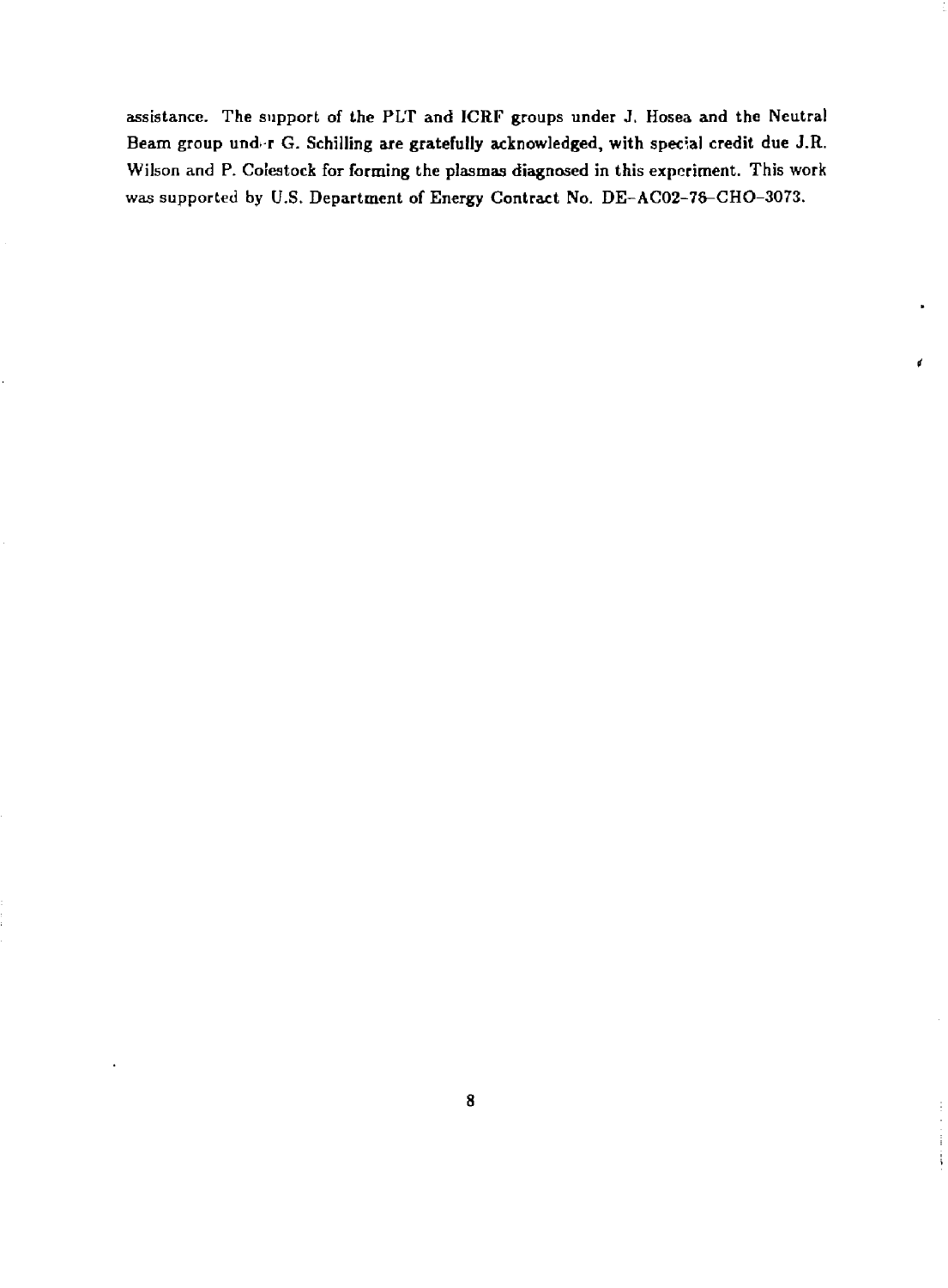assistance. The support of the PLT and ICRF groups under J. Hosea and the Neutral Beam group und-r G. Schilling are gratefully acknowledged, with special credit due J.R. Wilson and P. Colestock for forming the plasmas diagnosed in this experiment. This work was supported by U.S. Department of Energy Contract No. DE-AC02-76-CHO-3073.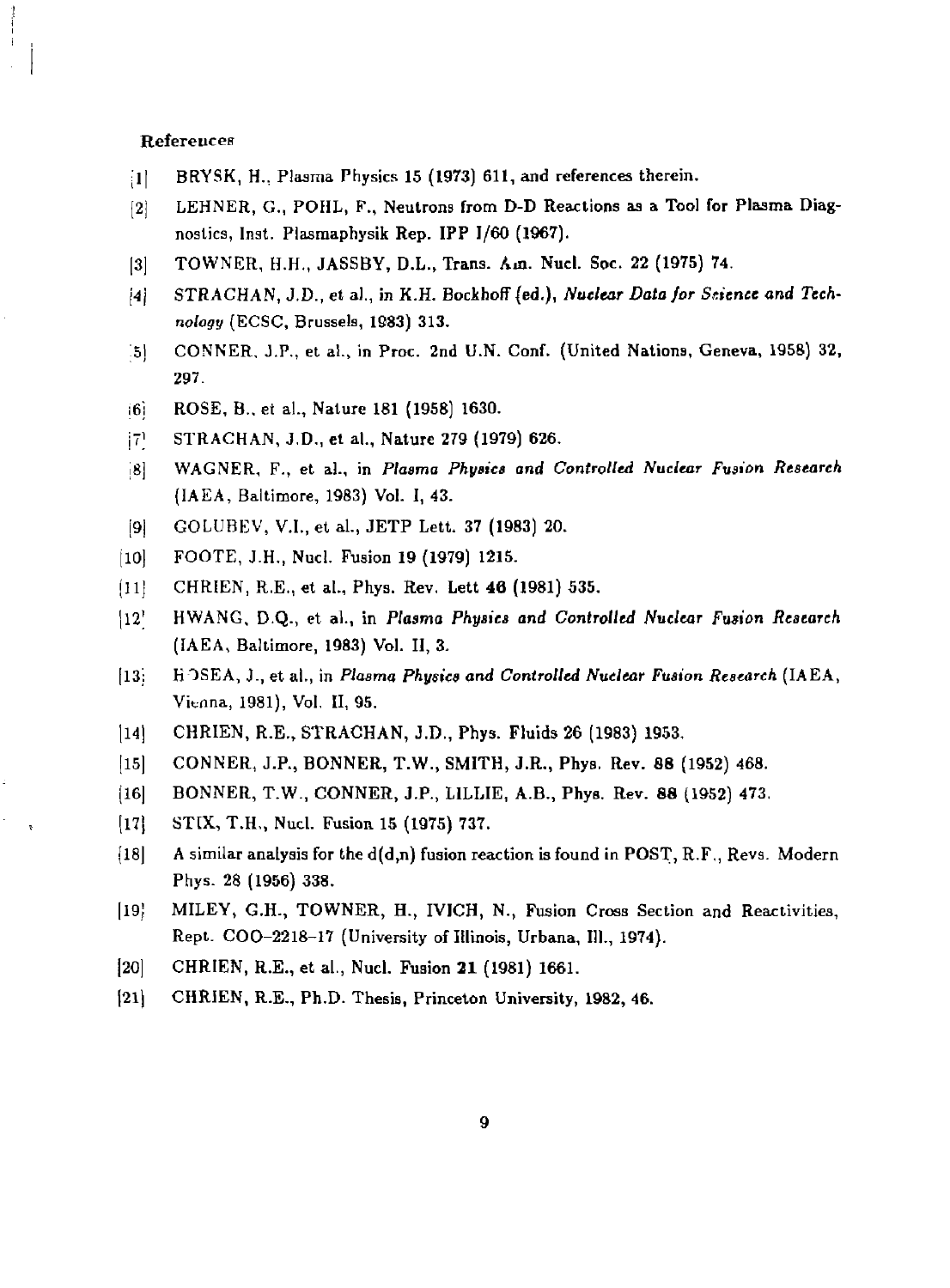## References

[1] BRYSK, H., Plasma Physics 15 (1973) 611, and references therein.

[2] LEHNER, G., POHL, F., Neutrons from D-D Reactions as a Tool for Plasma Diagnostics, Inst. Plasmaphysik Rep. IPP I/60 (1967).

[3] TOWNER, H.H., JASSBY, D.L., Trans. Am. Nucl. Soc. 22 (1975) 74.

[4] STRACHAN, J.D., et al., in K.H. Bockhoff (ed.), *Nuclear Data for Science and Technology* (ECSC, Brussels, 1983) 313.

[5] CONNER, J.P., et al., in Proc. 2nd U.N. Conf. (United Nations, Geneva, 1958) 32, 297.

[6] ROSE, B., et al., Nature 181 (1958) 1630.

[7] STRACHAN, J.D., et al., Nature 279 (1979) 626.

[8] WAGNER, F., et al., in *Plasma Physics and Controlled Nuclear Fusion Research* (IAEA, Baltimore, 1983) Vol. I, 43.

[9] GOLUBEV, V.I., et al., JETP Lett. 37 (1983) 20.

[10] FOOTE, J.H., Nucl. Fusion 19 (1979) 1215.

[11] CHRIEN, R.E., et al., Phys. Rev. Lett 46 (1981) 535.

[12] HWANG, D.Q., et al., in *Plasma Physics and Controlled Nuclear Fusion Research* (IAEA, Baltimore, 1983) Vol. II, 3.

[13] HOSEA, J., et al., in *Plasma Physics and Controlled Nuclear Fusion Research* (IAEA, Vienna, 1981), Vol. II, 95.

[14] CHRIEN, R.E., STRACHAN, J.D., Phys. Fluids 26 (1983) 1953.

[15] CONNER, J.P., BONNER, T.W., SMITH, J.R., Phys. Rev. 88 (1952) 468.

[16] BONNER, T.W., CONNER, J.P., LILLIE, A.B., Phys. Rev. 88 (1952) 473.

[17] STIX, T.H., Nucl. Fusion 15 (1975) 737.

[18] A similar analysis for the d(d,n) fusion reaction is found in POST, R.F., Revs. Modern Phys. 28 (1956) 338.

[19] MILEY, G.H., TOWNER, H., IVICH, N., Fusion Cross Section and Reactivities, Rept. COO-2218-17 (University of Illinois, Urbana, Ill., 1974).

[20] CHRIEN, R.E., et al., Nucl. Fusion 21 (1981) 1661.

[21] CHRIEN, R.E., Ph.D. Thesis, Princeton University, 1982, 46.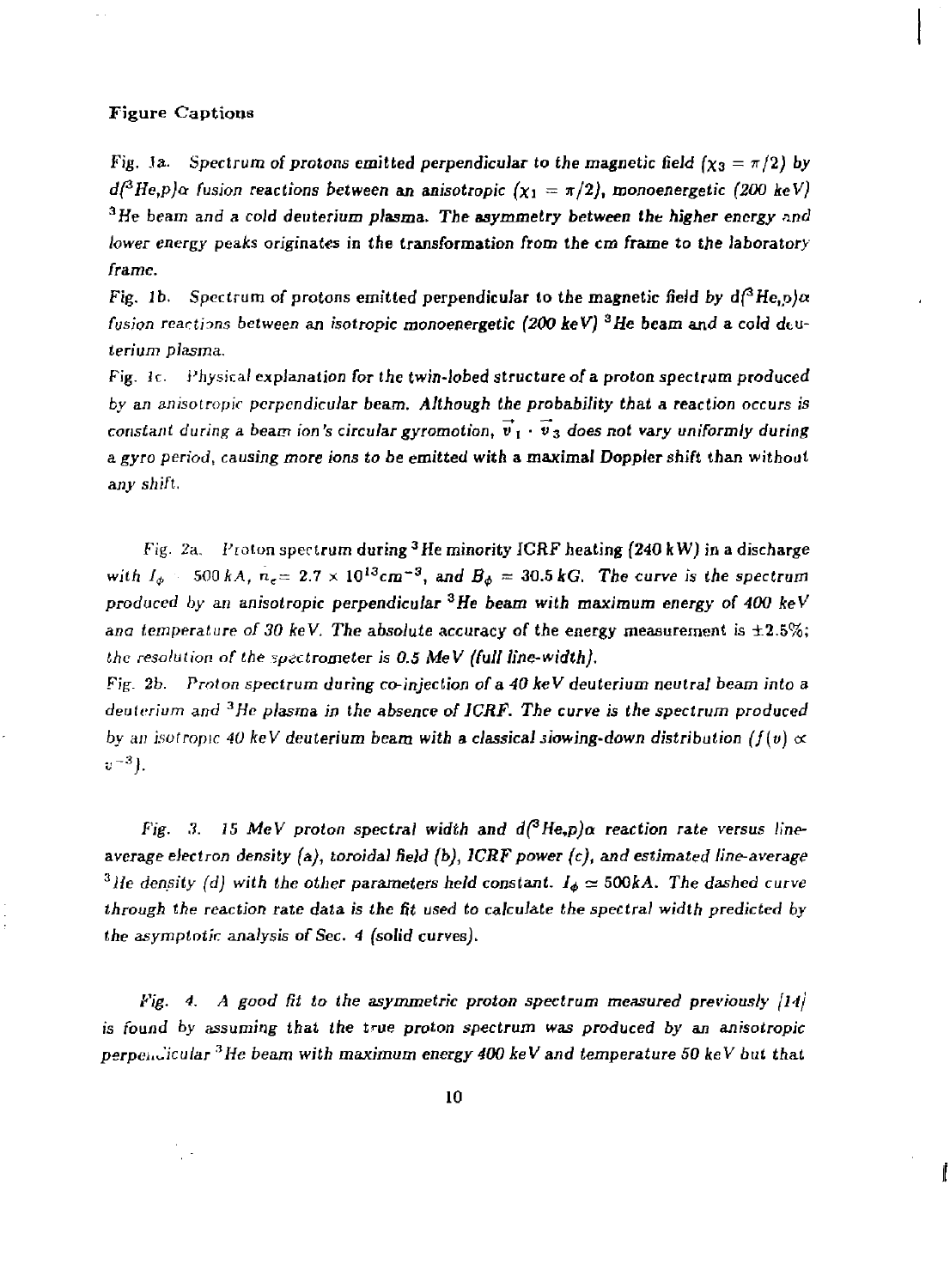**Figure Captions**

Fig. 1a. *Spectrum of protons emitted perpendicular to the magnetic field ($\chi_3 = \pi/2$) by $d(^3He,p)\alpha$ fusion reactions between an anisotropic ($\chi_1 = \pi/2$), monoenergetic (200 keV) $^3He$ beam and a cold deuterium plasma. The asymmetry between the higher energy and lower energy peaks originates in the transformation from the cm frame to the laboratory frame.*

Fig. 1b. *Spectrum of protons emitted perpendicular to the magnetic field by $d(^3He,p)\alpha$ fusion reactions between an isotropic monoenergetic (200 keV) $^3He$ beam and a cold deuterium plasma.*

Fig. 1c. *Physical explanation for the twin-lobed structure of a proton spectrum produced by an anisotropic perpendicular beam. Although the probability that a reaction occurs is constant during a beam ion's circular gyromotion, $\vec{v}_1 \cdot \vec{v}_3$ does not vary uniformly during a gyro period, causing more ions to be emitted with a maximal Doppler shift than without any shift.*

Fig. 2a. *Proton spectrum during $^3He$ minority ICRF heating (240 kW) in a discharge with $I_\phi$ 500 kA, $\bar{n}_e = 2.7 \times 10^{13} cm^{-3}$, and $B_\phi = 30.5$ kG. The curve is the spectrum produced by an anisotropic perpendicular $^3He$ beam with maximum energy of 400 keV and temperature of 30 keV. The absolute accuracy of the energy measurement is $\pm 2.5\%$; the resolution of the spectrometer is 0.5 MeV (full line-width).*

Fig. 2b. *Proton spectrum during co-injection of a 40 keV deuterium neutral beam into a deuterium and $^3He$ plasma in the absence of ICRF. The curve is the spectrum produced by an isotropic 40 keV deuterium beam with a classical slowing-down distribution ($f(v) \propto v^{-3}$).*

Fig. 3. *15 MeV proton spectral width and $d(^3He,p)\alpha$ reaction rate versus line-average electron density (a), toroidal field (b), ICRF power (c), and estimated line-average $^3He$ density (d) with the other parameters held constant. $I_\phi \simeq 500kA$. The dashed curve through the reaction rate data is the fit used to calculate the spectral width predicted by the asymptotic analysis of Sec. 4 (solid curves).*

Fig. 4. *A good fit to the asymmetric proton spectrum measured previously [14] is found by assuming that the true proton spectrum was produced by an anisotropic perpendicular $^3He$ beam with maximum energy 400 keV and temperature 50 keV but that*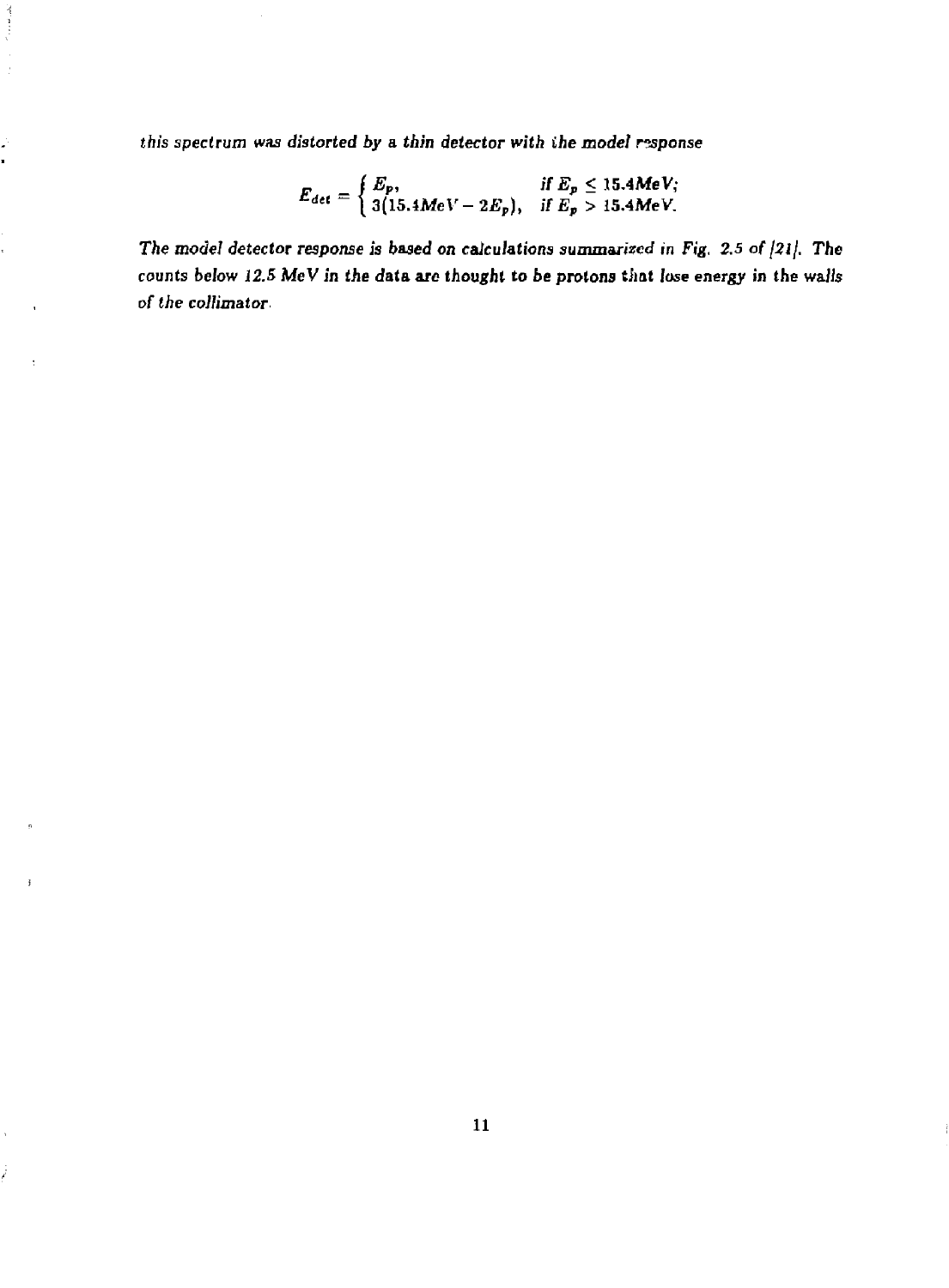*this spectrum was distorted by a thin detector with the model response*

$$E_{det} = \begin{cases} E_p, & \text{if } E_p \leq 15.4 MeV; \\ 3(15.4 MeV - 2E_p), & \text{if } E_p > 15.4 MeV. \end{cases}$$

*The model detector response is based on calculations summarized in Fig. 2.5 of [21]. The counts below 12.5 MeV in the data are thought to be protons that lose energy in the walls of the collimator.*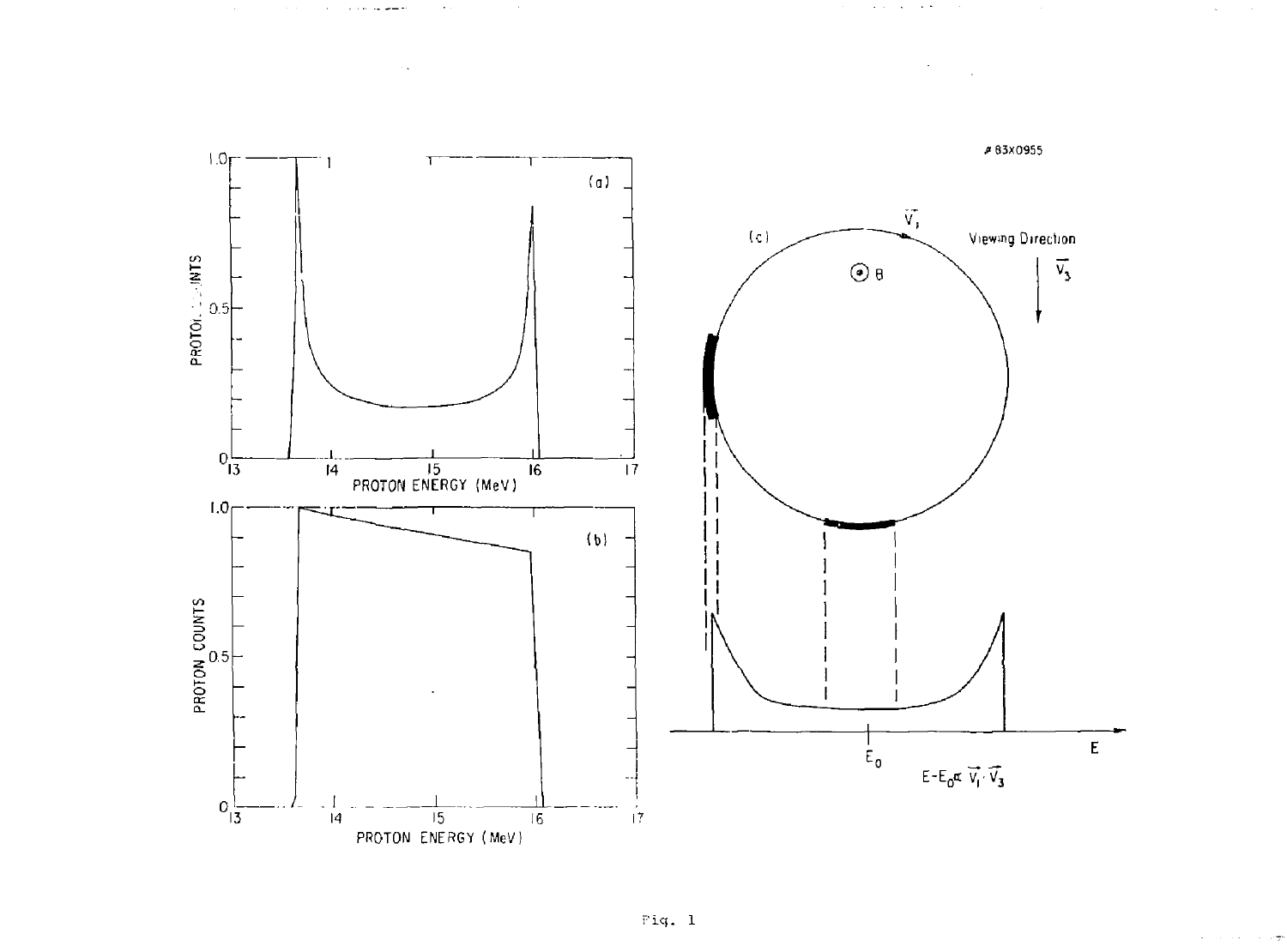Fig. 1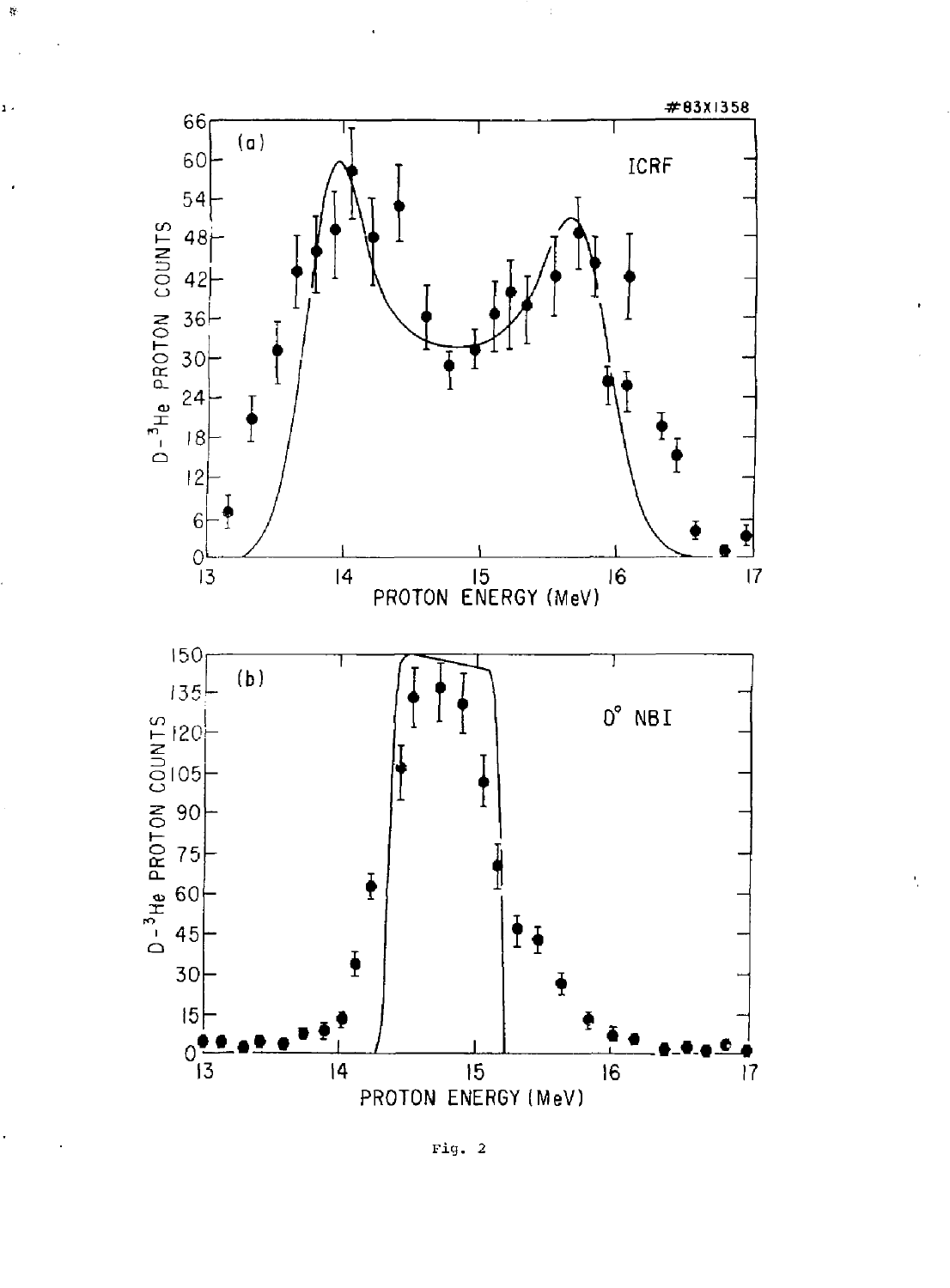#83X1358

Fig. 2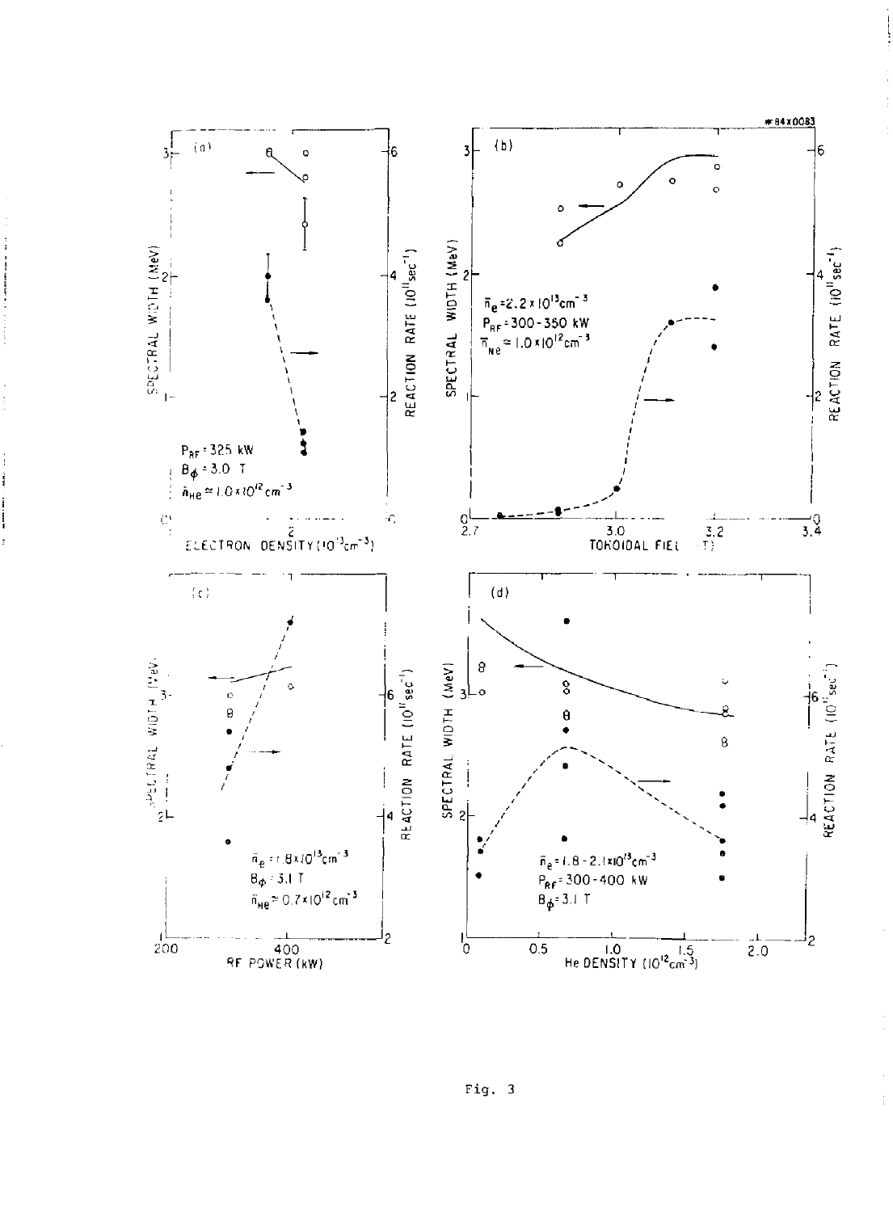Fig. 3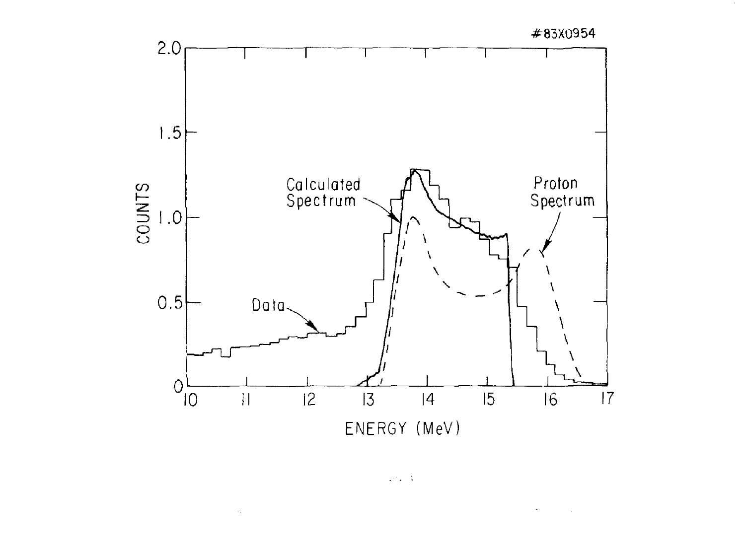#83X0954

| | |
|---|---|
| COUNTS | 2.0, 1.5, 1.0, 0.5, 0 |
| ENERGY (MeV) | 10, 11, 12, 13, 14, 15, 16, 17 |

Calculated Spectrum

Proton Spectrum

Data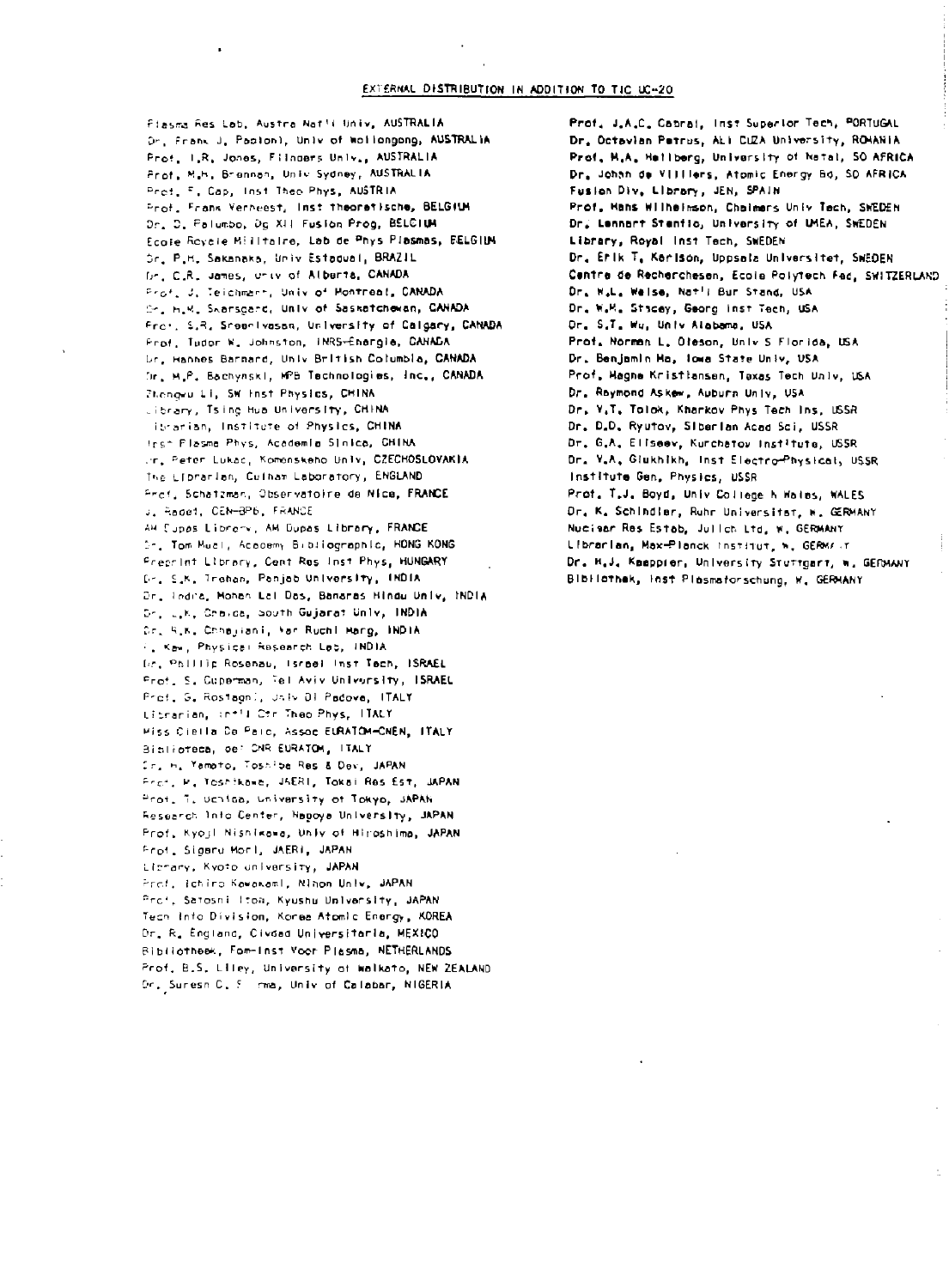## EXTERNAL DISTRIBUTION IN ADDITION TO TIC UC-20

Plasma Res Lab, Austra Nat'l Univ, AUSTRALIA
Dr. Frank J. Paoloni, Univ of Wollongong, AUSTRALIA
Prof. I.R. Jones, Flinders Univ., AUSTRALIA
Prof. M.H. Brennan, Univ Sydney, AUSTRALIA
Prof. F. Cap, Inst Theo Phys, AUSTRIA
Prof. Frank Verheest, Inst theoretische, BELGIUM
Dr. D. Palumbo, Dg XII Fusion Prog, BELGIUM
Ecole Royale Militaire, Lab de Phys Plasmas, BELGIUM
Dr. P.H. Sakanaka, Univ Estadual, BRAZIL
Dr. C.R. James, Univ of Alberta, CANADA
Prof. J. Teichmann, Univ of Montreal, CANADA
Dr. H.M. Skarsgard, Univ of Saskatchewan, CANADA
Prof. S.R. Sreenivasan, University of Calgary, CANADA
Prof. Tudor W. Johnston, INRS-Energie, CANADA
Dr. Hannes Barnard, Univ British Columbia, CANADA
Dr. M.P. Bachynski, MPB Technologies, Inc., CANADA
Zhengwu Li, SW Inst Physics, CHINA
Library, Tsing Hua University, CHINA
Librarian, Institute of Physics, CHINA
Inst Plasma Phys, Academia Sinica, CHINA
Dr. Peter Lukac, Komenskeho Univ, CZECHOSLOVAKIA
The Librarian, Culham Laboratory, ENGLAND
Prof. Schatzman, Observatoire de Nice, FRANCE
J. Radet, CEN-BP6, FRANCE
AM Dupas Library, AM Dupas Library, FRANCE
Dr. Tom Mual, Academy Bibliographic, HONG KONG
Preprint Library, Cent Res Inst Phys, HUNGARY
Dr. S.K. Trehan, Panjab University, INDIA
Dr. Indra, Mohan Lal Das, Banaras Hindu Univ, INDIA
Dr. L.K. Chavda, South Gujarat Univ, INDIA
Dr. R.K. Chhajlani, Var Ruchi Marg, INDIA
P. Kaw, Physical Research Lab, INDIA
Dr. Phillip Rosenau, Israel Inst Tech, ISRAEL
Prof. S. Cuperman, Tel Aviv University, ISRAEL
Prof. G. Rostagni, Univ Di Padova, ITALY
Librarian, Int'l Ctr Theo Phys, ITALY
Miss Clelia De Palo, Assoc EURATOM-CNEN, ITALY
Biblioteca, del CNR EURATOM, ITALY
Dr. H. Yamato, Toshiba Res & Dev, JAPAN
Prof. M. Yoshikawa, JAERI, Tokai Res Est, JAPAN
Prof. T. Uchida, University of Tokyo, JAPAN
Research Info Center, Nagoya University, JAPAN
Prof. Kyoji Nishikawa, Univ of Hiroshima, JAPAN
Prof. Sigeru Mori, JAERI, JAPAN
Library, Kyoto University, JAPAN
Prof. Ichiro Kawakami, Nihon Univ, JAPAN
Prof. Satoshi Itoh, Kyushu University, JAPAN
Tech Info Division, Korea Atomic Energy, KOREA
Dr. R. England, Civdad Universitaria, MEXICO
Bibliotheek, Fom-Inst Voor Plasma, NETHERLANDS
Prof. B.S. Liley, University of Waikato, NEW ZEALAND
Dr. Suresh C. Sharma, Univ of Calabar, NIGERIA
Prof. J.A.C. Cabral, Inst Superior Tech, PORTUGAL
Dr. Octavian Petrus, ALI CUZA University, ROMANIA
Prof. M.A. Hellberg, University of Natal, SO AFRICA
Dr. Johan de Villiers, Atomic Energy Bd, SO AFRICA
Fusion Div, Library, JEN, SPAIN
Prof. Hans Wilhelmson, Chalmers Univ Tech, SWEDEN
Dr. Lennart Stenflo, University of UMEA, SWEDEN
Library, Royal Inst Tech, SWEDEN
Dr. Erik T. Karlson, Uppsala Universitet, SWEDEN
Centre de Recherchesen, Ecole Polytech Fed, SWITZERLAND
Dr. W.L. Weise, Nat'l Bur Stand, USA
Dr. W.M. Stacey, Georg Inst Tech, USA
Dr. S.T. Wu, Univ Alabama, USA
Prof. Norman L. Oleson, Univ S Florida, USA
Dr. Benjamin Ma, Iowa State Univ, USA
Prof. Magne Kristiansen, Texas Tech Univ, USA
Dr. Raymond Askew, Auburn Univ, USA
Dr. V.T. Tolok, Kharkov Phys Tech Ins, USSR
Dr. D.D. Ryutov, Siberian Acad Sci, USSR
Dr. G.A. Eliseev, Kurchatov Institute, USSR
Dr. V.A. Glukhikh, Inst Electro-Physical, USSR
Institute Gen. Physics, USSR
Prof. T.J. Boyd, Univ College N Wales, WALES
Dr. K. Schindler, Ruhr Universitat, W. GERMANY
Nuclear Res Estab, Julich Ltd, W. GERMANY
Librarian, Max-Planck Institut, W. GERMANY
Dr. H.J. Kaeppler, University Stuttgart, W. GERMANY
Bibliothek, Inst Plasmaforschung, W. GERMANY